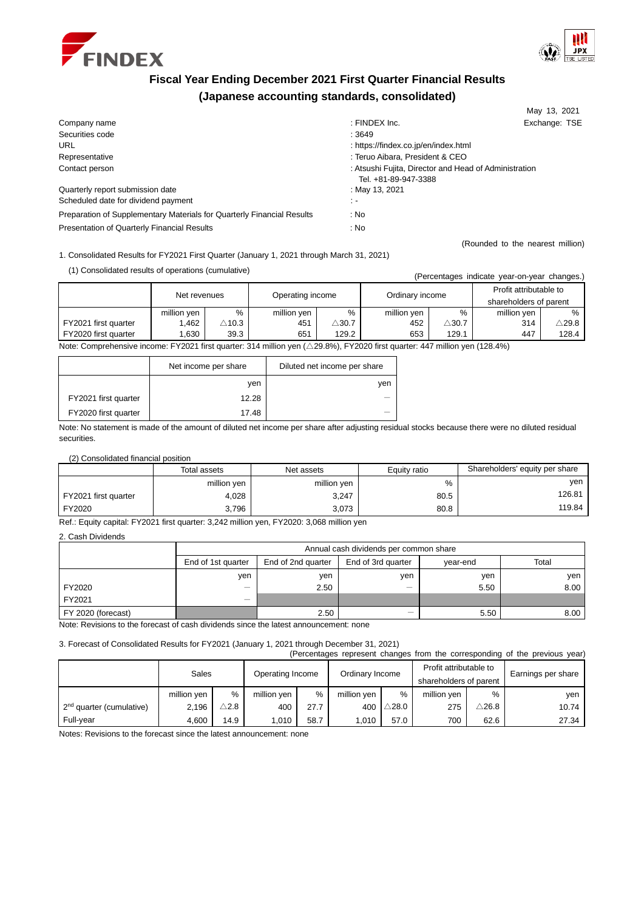# Fiscal Year Ending December 2021 First Quarter Financial Results

## (Japanese accounting standards, consolidated)

May 13, 2021

| | | |
|---|---|---|
| Company name | : FINDEX Inc. | Exchange: TSE |
| Securities code | : 3649 | |
| URL | : https://findex.co.jp/en/index.html | |
| Representative | : Teruo Aibara, President & CEO | |
| Contact person | : Atsushi Fujita, Director and Head of Administration Tel. +81-89-947-3388 | |
| Quarterly report submission date | : May 13, 2021 | |
| Scheduled date for dividend payment | : - | |
| Preparation of Supplementary Materials for Quarterly Financial Results | : No | |
| Presentation of Quarterly Financial Results | : No | |

(Rounded to the nearest million)

1. Consolidated Results for FY2021 First Quarter (January 1, 2021 through March 31, 2021)

(1) Consolidated results of operations (cumulative)

(Percentages indicate year-on-year changes.)

| | Net revenues | | Operating income | | Ordinary income | | Profit attributable to shareholders of parent | |
|---|---|---|---|---|---|---|---|---|
| | million yen | % | million yen | % | million yen | % | million yen | % |
| FY2021 first quarter | 1,462 | △10.3 | 451 | △30.7 | 452 | △30.7 | 314 | △29.8 |
| FY2020 first quarter | 1,630 | 39.3 | 651 | 129.2 | 653 | 129.1 | 447 | 128.4 |

Note: Comprehensive income: FY2021 first quarter: 314 million yen (△29.8%), FY2020 first quarter: 447 million yen (128.4%)

| | Net income per share | Diluted net income per share |
|---|---|---|
| | yen | yen |
| FY2021 first quarter | 12.28 | — |
| FY2020 first quarter | 17.48 | — |

Note: No statement is made of the amount of diluted net income per share after adjusting residual stocks because there were no diluted residual securities.

(2) Consolidated financial position

| | Total assets | Net assets | Equity ratio | Shareholders' equity per share |
|---|---|---|---|---|
| | million yen | million yen | % | yen |
| FY2021 first quarter | 4,028 | 3,247 | 80.5 | 126.81 |
| FY2020 | 3,796 | 3,073 | 80.8 | 119.84 |

Ref.: Equity capital: FY2021 first quarter: 3,242 million yen, FY2020: 3,068 million yen

2. Cash Dividends

| | Annual cash dividends per common share | | | | |
|---|---|---|---|---|---|
| | End of 1st quarter | End of 2nd quarter | End of 3rd quarter | year-end | Total |
| | yen | yen | yen | yen | yen |
| FY2020 | — | 2.50 | — | 5.50 | 8.00 |
| FY2021 | — | | | | |
| FY 2020 (forecast) | | 2.50 | — | 5.50 | 8.00 |

Note: Revisions to the forecast of cash dividends since the latest announcement: none

3. Forecast of Consolidated Results for FY2021 (January 1, 2021 through December 31, 2021)

(Percentages represent changes from the corresponding of the previous year)

| | Sales | | Operating Income | | Ordinary Income | | Profit attributable to shareholders of parent | | Earnings per share |
|---|---|---|---|---|---|---|---|---|---|
| | million yen | % | million yen | % | million yen | % | million yen | % | yen |
| 2nd quarter (cumulative) | 2,196 | △2.8 | 400 | 27.7 | 400 | △28.0 | 275 | △26.8 | 10.74 |
| Full-year | 4,600 | 14.9 | 1,010 | 58.7 | 1,010 | 57.0 | 700 | 62.6 | 27.34 |

Notes: Revisions to the forecast since the latest announcement: none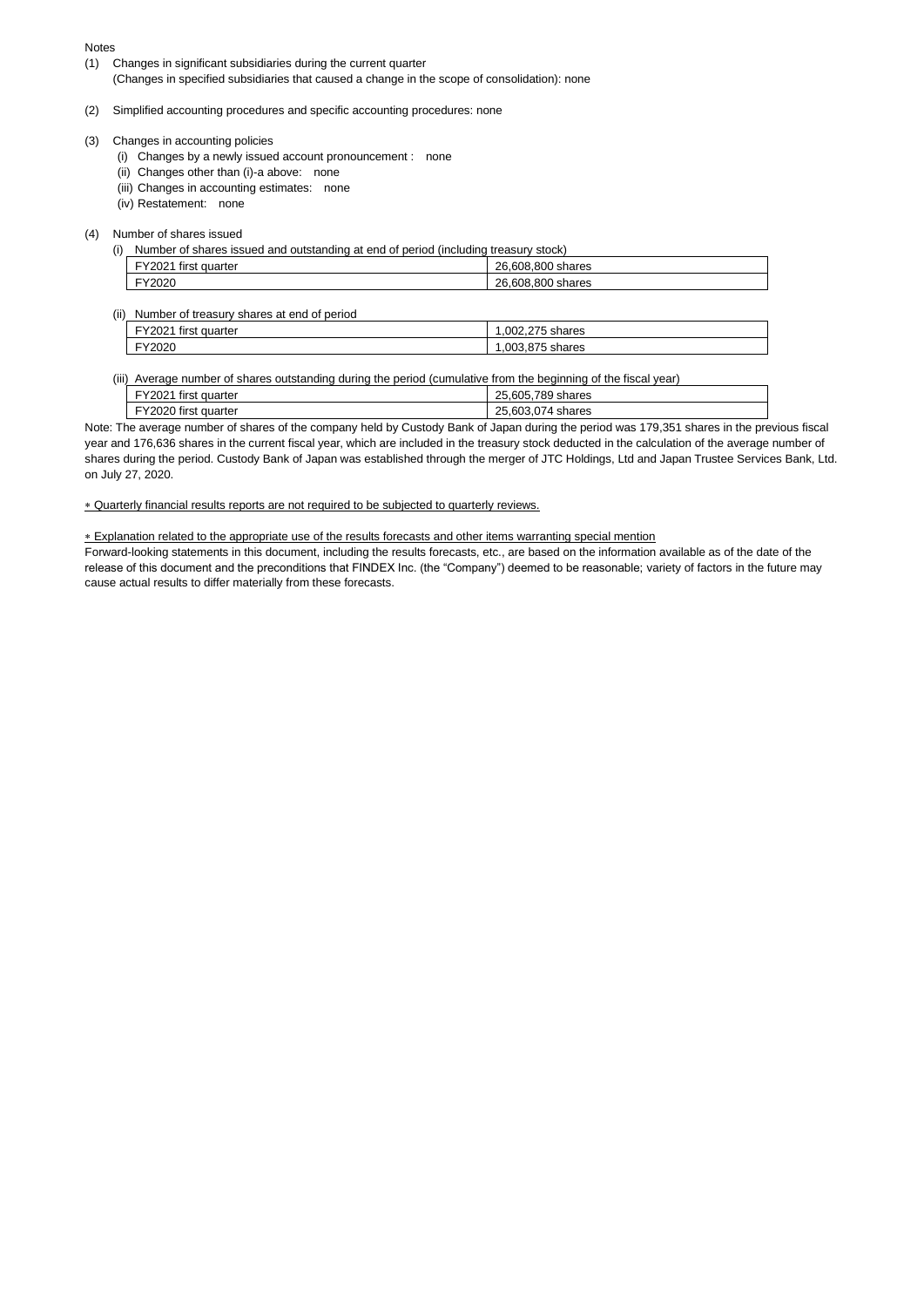Notes

(1) Changes in significant subsidiaries during the current quarter
(Changes in specified subsidiaries that caused a change in the scope of consolidation): none

(2) Simplified accounting procedures and specific accounting procedures: none

(3) Changes in accounting policies
  (i) Changes by a newly issued account pronouncement : none
  (ii) Changes other than (i)-a above: none
  (iii) Changes in accounting estimates: none
  (iv) Restatement: none

(4) Number of shares issued

(i) Number of shares issued and outstanding at end of period (including treasury stock)

| | |
|---|---|
| FY2021 first quarter | 26,608,800 shares |
| FY2020 | 26,608,800 shares |

(ii) Number of treasury shares at end of period

| | |
|---|---|
| FY2021 first quarter | 1,002,275 shares |
| FY2020 | 1,003,875 shares |

(iii) Average number of shares outstanding during the period (cumulative from the beginning of the fiscal year)

| | |
|---|---|
| FY2021 first quarter | 25,605,789 shares |
| FY2020 first quarter | 25,603,074 shares |

Note: The average number of shares of the company held by Custody Bank of Japan during the period was 179,351 shares in the previous fiscal year and 176,636 shares in the current fiscal year, which are included in the treasury stock deducted in the calculation of the average number of shares during the period. Custody Bank of Japan was established through the merger of JTC Holdings, Ltd and Japan Trustee Services Bank, Ltd. on July 27, 2020.

* Quarterly financial results reports are not required to be subjected to quarterly reviews.

* Explanation related to the appropriate use of the results forecasts and other items warranting special mention

Forward-looking statements in this document, including the results forecasts, etc., are based on the information available as of the date of the release of this document and the preconditions that FINDEX Inc. (the "Company") deemed to be reasonable; variety of factors in the future may cause actual results to differ materially from these forecasts.